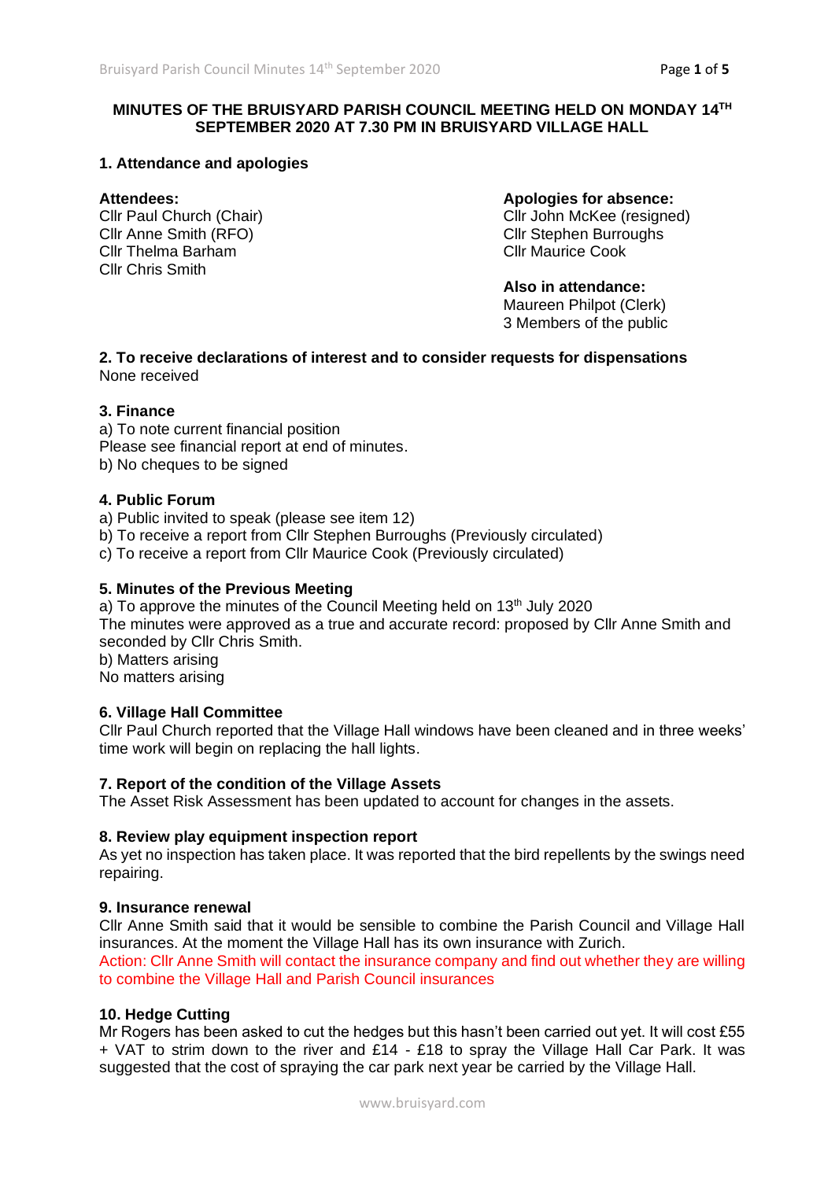# MINUTES OF THE BRUISYARD PARISH COUNCIL MEETING HELD ON MONDAY 14TH SEPTEMBER 2020 AT 7.30 PM IN BRUISYARD VILLAGE HALL

## 1. Attendance and apologies

**Attendees:**
Cllr Paul Church (Chair)
Cllr Anne Smith (RFO)
Cllr Thelma Barham
Cllr Chris Smith

**Apologies for absence:**
Cllr John McKee (resigned)
Cllr Stephen Burroughs
Cllr Maurice Cook

**Also in attendance:**
Maureen Philpot (Clerk)
3 Members of the public

## 2. To receive declarations of interest and to consider requests for dispensations

None received

## 3. Finance

a) To note current financial position
Please see financial report at end of minutes.
b) No cheques to be signed

## 4. Public Forum

a) Public invited to speak (please see item 12)
b) To receive a report from Cllr Stephen Burroughs (Previously circulated)
c) To receive a report from Cllr Maurice Cook (Previously circulated)

## 5. Minutes of the Previous Meeting

a) To approve the minutes of the Council Meeting held on 13th July 2020
The minutes were approved as a true and accurate record: proposed by Cllr Anne Smith and seconded by Cllr Chris Smith.
b) Matters arising
No matters arising

## 6. Village Hall Committee

Cllr Paul Church reported that the Village Hall windows have been cleaned and in three weeks' time work will begin on replacing the hall lights.

## 7. Report of the condition of the Village Assets

The Asset Risk Assessment has been updated to account for changes in the assets.

## 8. Review play equipment inspection report

As yet no inspection has taken place. It was reported that the bird repellents by the swings need repairing.

## 9. Insurance renewal

Cllr Anne Smith said that it would be sensible to combine the Parish Council and Village Hall insurances. At the moment the Village Hall has its own insurance with Zurich.
Action: Cllr Anne Smith will contact the insurance company and find out whether they are willing to combine the Village Hall and Parish Council insurances

## 10. Hedge Cutting

Mr Rogers has been asked to cut the hedges but this hasn't been carried out yet. It will cost £55 + VAT to strim down to the river and £14 - £18 to spray the Village Hall Car Park. It was suggested that the cost of spraying the car park next year be carried by the Village Hall.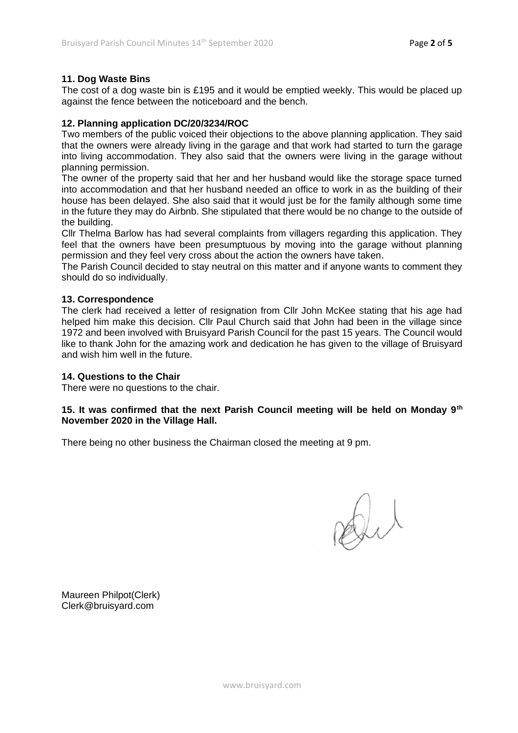**11. Dog Waste Bins**

The cost of a dog waste bin is £195 and it would be emptied weekly. This would be placed up against the fence between the noticeboard and the bench.

**12. Planning application DC/20/3234/ROC**

Two members of the public voiced their objections to the above planning application. They said that the owners were already living in the garage and that work had started to turn the garage into living accommodation. They also said that the owners were living in the garage without planning permission.

The owner of the property said that her and her husband would like the storage space turned into accommodation and that her husband needed an office to work in as the building of their house has been delayed. She also said that it would just be for the family although some time in the future they may do Airbnb. She stipulated that there would be no change to the outside of the building.

Cllr Thelma Barlow has had several complaints from villagers regarding this application. They feel that the owners have been presumptuous by moving into the garage without planning permission and they feel very cross about the action the owners have taken.

The Parish Council decided to stay neutral on this matter and if anyone wants to comment they should do so individually.

**13. Correspondence**

The clerk had received a letter of resignation from Cllr John McKee stating that his age had helped him make this decision. Cllr Paul Church said that John had been in the village since 1972 and been involved with Bruisyard Parish Council for the past 15 years. The Council would like to thank John for the amazing work and dedication he has given to the village of Bruisyard and wish him well in the future.

**14. Questions to the Chair**

There were no questions to the chair.

**15. It was confirmed that the next Parish Council meeting will be held on Monday 9th November 2020 in the Village Hall.**

There being no other business the Chairman closed the meeting at 9 pm.

Maureen Philpot(Clerk)
Clerk@bruisyard.com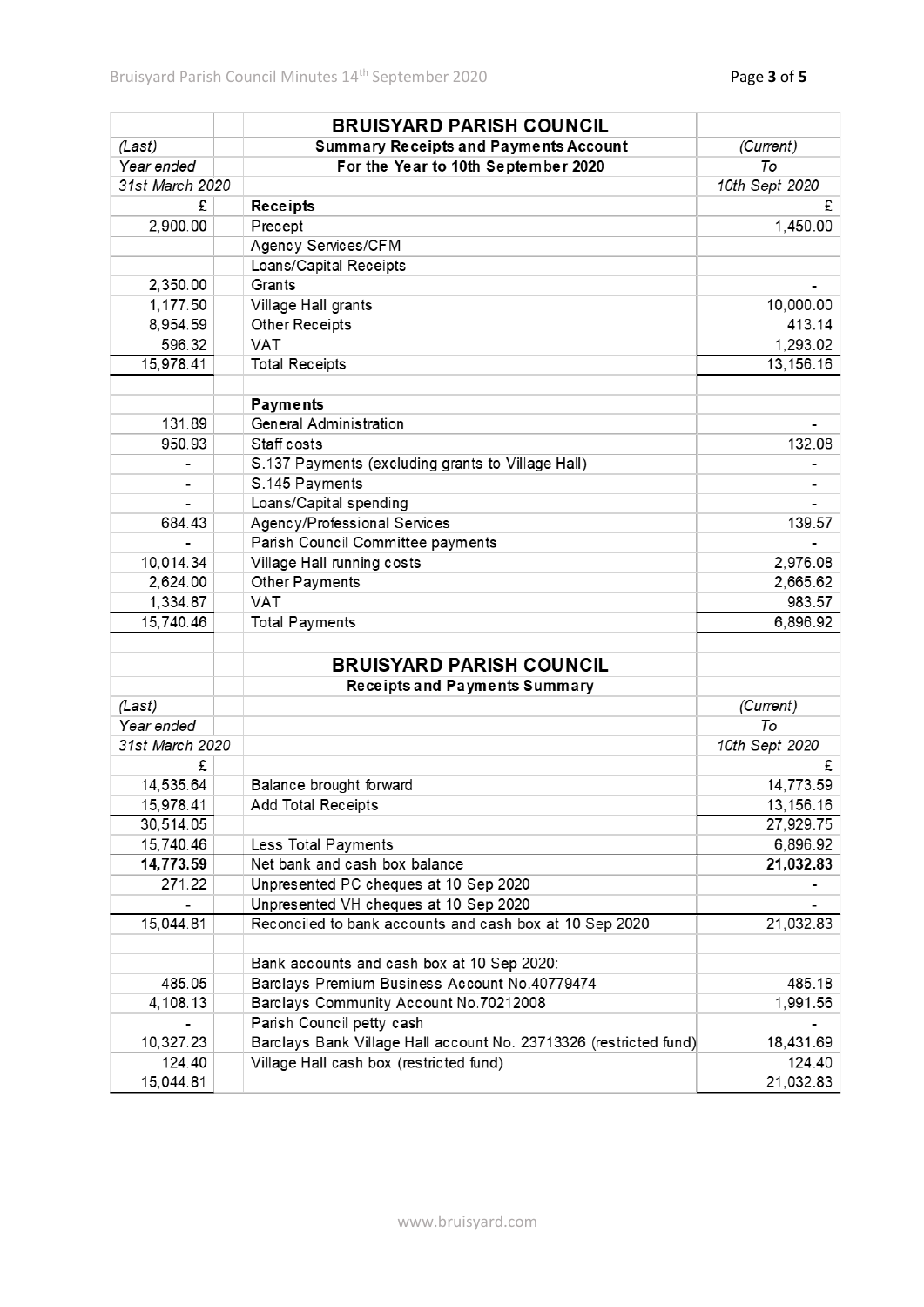| | | BRUISYARD PARISH COUNCIL | |
|---|---|---|---|
| *(Last)* | | **Summary Receipts and Payments Account** | *(Current)* |
| *Year ended* | | **For the Year to 10th September 2020** | *To* |
| *31st March 2020* | | | *10th Sept 2020* |
| £ | | **Receipts** | £ |
| 2,900.00 | | Precept | 1,450.00 |
| - | | Agency Services/CFM | - |
| - | | Loans/Capital Receipts | - |
| 2,350.00 | | Grants | - |
| 1,177.50 | | Village Hall grants | 10,000.00 |
| 8,954.59 | | Other Receipts | 413.14 |
| 596.32 | | VAT | 1,293.02 |
| 15,978.41 | | Total Receipts | 13,156.16 |
| | | | |
| | | **Payments** | |
| 131.89 | | General Administration | - |
| 950.93 | | Staff costs | 132.08 |
| - | | S.137 Payments (excluding grants to Village Hall) | - |
| - | | S.145 Payments | - |
| - | | Loans/Capital spending | - |
| 684.43 | | Agency/Professional Services | 139.57 |
| - | | Parish Council Committee payments | - |
| 10,014.34 | | Village Hall running costs | 2,976.08 |
| 2,624.00 | | Other Payments | 2,665.62 |
| 1,334.87 | | VAT | 983.57 |
| 15,740.46 | | Total Payments | 6,896.92 |

| | | BRUISYARD PARISH COUNCIL | |
|---|---|---|---|
| | | **Receipts and Payments Summary** | |
| *(Last)* | | | *(Current)* |
| *Year ended* | | | *To* |
| *31st March 2020* | | | *10th Sept 2020* |
| £ | | | £ |
| 14,535.64 | | Balance brought forward | 14,773.59 |
| 15,978.41 | | Add Total Receipts | 13,156.16 |
| 30,514.05 | | | 27,929.75 |
| 15,740.46 | | Less Total Payments | 6,896.92 |
| **14,773.59** | | Net bank and cash box balance | **21,032.83** |
| 271.22 | | Unpresented PC cheques at 10 Sep 2020 | - |
| - | | Unpresented VH cheques at 10 Sep 2020 | - |
| 15,044.81 | | Reconciled to bank accounts and cash box at 10 Sep 2020 | 21,032.83 |
| | | | |
| | | Bank accounts and cash box at 10 Sep 2020: | |
| 485.05 | | Barclays Premium Business Account No.40779474 | 485.18 |
| 4,108.13 | | Barclays Community Account No.70212008 | 1,991.56 |
| - | | Parish Council petty cash | - |
| 10,327.23 | | Barclays Bank Village Hall account No. 23713326 (restricted fund) | 18,431.69 |
| 124.40 | | Village Hall cash box (restricted fund) | 124.40 |
| 15,044.81 | | | 21,032.83 |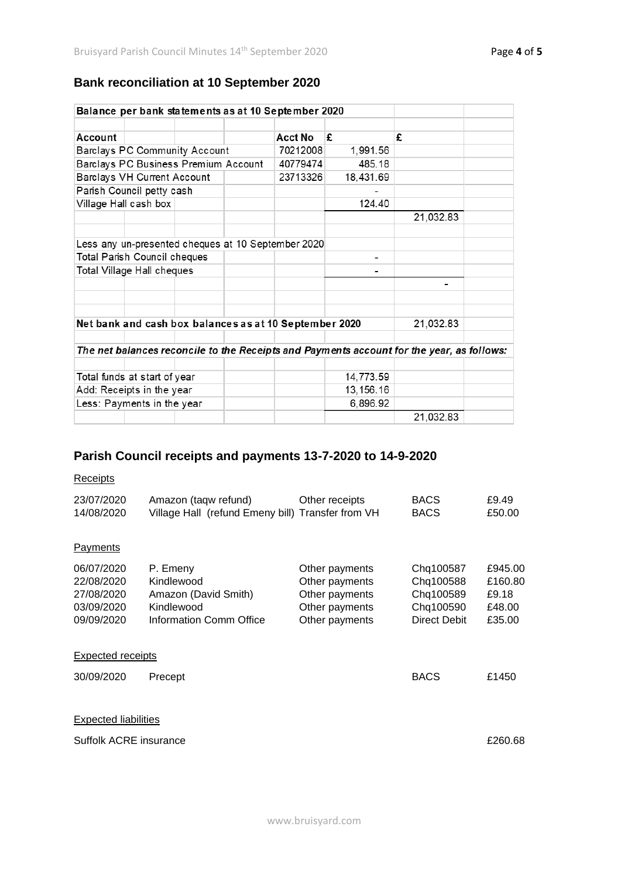## Bank reconciliation at 10 September 2020

| Balance per bank statements as at 10 September 2020 | | | |
|---|---|---|---|
| | | | |
| **Account** | **Acct No** | **£** | **£** |
| Barclays PC Community Account | 70212008 | 1,991.56 | |
| Barclays PC Business Premium Account | 40779474 | 485.18 | |
| Barclays VH Current Account | 23713326 | 18,431.69 | |
| Parish Council petty cash | | - | |
| Village Hall cash box | | 124.40 | |
| | | | 21,032.83 |
| | | | |
| Less any un-presented cheques at 10 September 2020 | | | |
| Total Parish Council cheques | | - | |
| Total Village Hall cheques | | - | |
| | | | - |
| | | | |
| **Net bank and cash box balances as at 10 September 2020** | | | 21,032.83 |
| | | | |
| *The net balances reconcile to the Receipts and Payments account for the year, as follows:* | | | |
| | | | |
| Total funds at start of year | | 14,773.59 | |
| Add: Receipts in the year | | 13,156.16 | |
| Less: Payments in the year | | 6,896.92 | |
| | | | 21,032.83 |

## Parish Council receipts and payments 13-7-2020 to 14-9-2020

Receipts

| | | | | |
|---|---|---|---|---|
| 23/07/2020 | Amazon (taqw refund) | Other receipts | BACS | £9.49 |
| 14/08/2020 | Village Hall (refund Emeny bill) | Transfer from VH | BACS | £50.00 |

Payments

| | | | | |
|---|---|---|---|---|
| 06/07/2020 | P. Emeny | Other payments | Chq100587 | £945.00 |
| 22/08/2020 | Kindlewood | Other payments | Chq100588 | £160.80 |
| 27/08/2020 | Amazon (David Smith) | Other payments | Chq100589 | £9.18 |
| 03/09/2020 | Kindlewood | Other payments | Chq100590 | £48.00 |
| 09/09/2020 | Information Comm Office | Other payments | Direct Debit | £35.00 |

Expected receipts

| | | | |
|---|---|---|---|
| 30/09/2020 | Precept | BACS | £1450 |

Expected liabilities

| | |
|---|---|
| Suffolk ACRE insurance | £260.68 |

www.bruisyard.com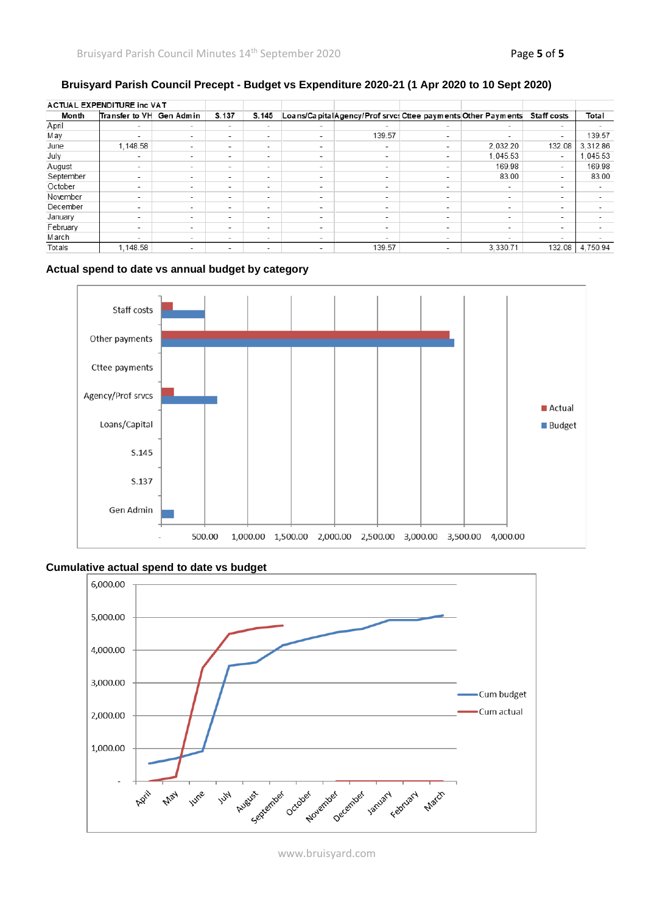## Bruisyard Parish Council Precept - Budget vs Expenditure 2020-21 (1 Apr 2020 to 10 Sept 2020)

| ACTUAL EXPENDITURE inc VAT | | | | | | | | | | |
|---|---|---|---|---|---|---|---|---|---|---|
| Month | Transfer to VH | Gen Admin | S.137 | S.145 | Loans/Capital | Agency/Prof srvcs | Cttee payments | Other Payments | Staff costs | Total |
| April | - | - | - | - | - | - | - | - | - | - |
| May | - | - | - | - | - | 139.57 | - | - | - | 139.57 |
| June | 1,148.58 | - | - | - | - | - | - | 2,032.20 | 132.08 | 3,312.86 |
| July | - | - | - | - | - | - | - | 1,045.53 | - | 1,045.53 |
| August | - | - | - | - | - | - | - | 169.98 | - | 169.98 |
| September | - | - | - | - | - | - | - | 83.00 | - | 83.00 |
| October | - | - | - | - | - | - | - | - | - | - |
| November | - | - | - | - | - | - | - | - | - | - |
| December | - | - | - | - | - | - | - | - | - | - |
| January | - | - | - | - | - | - | - | - | - | - |
| February | - | - | - | - | - | - | - | - | - | - |
| March | - | - | - | - | - | - | - | - | - | - |
| Totals | 1,148.58 | - | - | - | - | 139.57 | - | 3,330.71 | 132.08 | 4,750.94 |

### Actual spend to date vs annual budget by category

Staff costs
Other payments
Cttee payments
Agency/Prof srvcs
Loans/Capital
S.145
S.137
Gen Admin

- 500.00 1,000.00 1,500.00 2,000.00 2,500.00 3,000.00 3,500.00 4,000.00

Actual
Budget

### Cumulative actual spend to date vs budget

6,000.00
5,000.00
4,000.00
3,000.00
2,000.00
1,000.00
-

April May June July August September October November December January February March

Cum budget
Cum actual

www.bruisyard.com